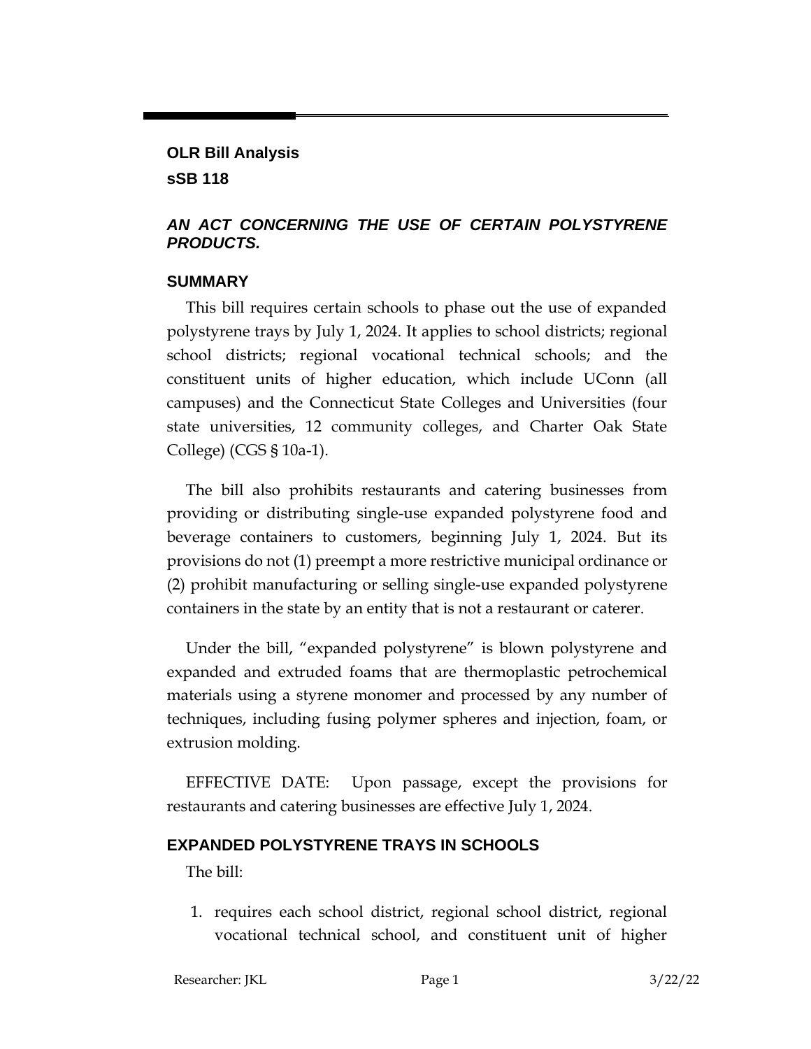**OLR Bill Analysis**

**sSB 118**

### *AN ACT CONCERNING THE USE OF CERTAIN POLYSTYRENE PRODUCTS.*

## SUMMARY

This bill requires certain schools to phase out the use of expanded polystyrene trays by July 1, 2024. It applies to school districts; regional school districts; regional vocational technical schools; and the constituent units of higher education, which include UConn (all campuses) and the Connecticut State Colleges and Universities (four state universities, 12 community colleges, and Charter Oak State College) (CGS § 10a-1).

The bill also prohibits restaurants and catering businesses from providing or distributing single-use expanded polystyrene food and beverage containers to customers, beginning July 1, 2024. But its provisions do not (1) preempt a more restrictive municipal ordinance or (2) prohibit manufacturing or selling single-use expanded polystyrene containers in the state by an entity that is not a restaurant or caterer.

Under the bill, "expanded polystyrene" is blown polystyrene and expanded and extruded foams that are thermoplastic petrochemical materials using a styrene monomer and processed by any number of techniques, including fusing polymer spheres and injection, foam, or extrusion molding.

EFFECTIVE DATE: Upon passage, except the provisions for restaurants and catering businesses are effective July 1, 2024.

## EXPANDED POLYSTYRENE TRAYS IN SCHOOLS

The bill:

1. requires each school district, regional school district, regional vocational technical school, and constituent unit of higher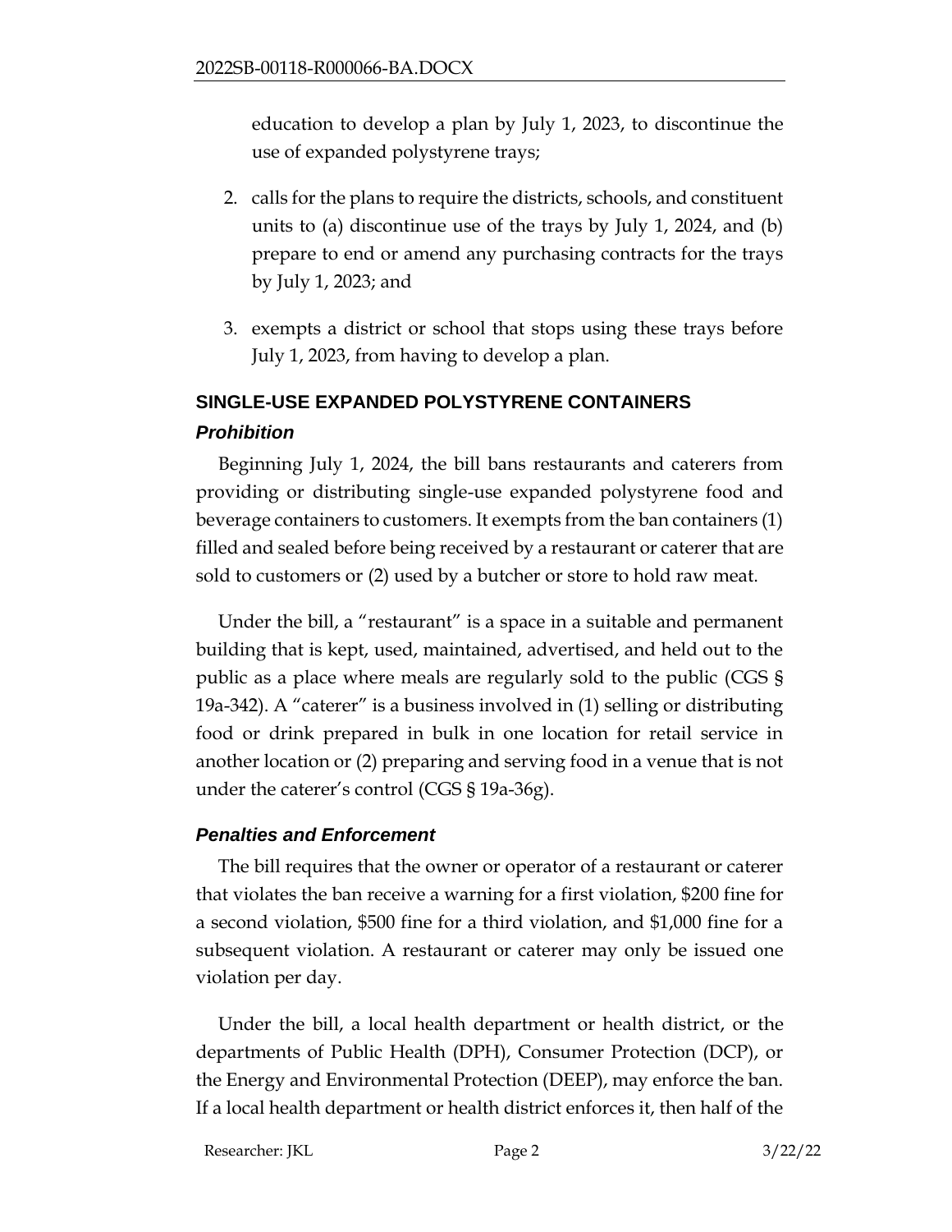education to develop a plan by July 1, 2023, to discontinue the use of expanded polystyrene trays;

2. calls for the plans to require the districts, schools, and constituent units to (a) discontinue use of the trays by July 1, 2024, and (b) prepare to end or amend any purchasing contracts for the trays by July 1, 2023; and

3. exempts a district or school that stops using these trays before July 1, 2023, from having to develop a plan.

## SINGLE-USE EXPANDED POLYSTYRENE CONTAINERS

### *Prohibition*

Beginning July 1, 2024, the bill bans restaurants and caterers from providing or distributing single-use expanded polystyrene food and beverage containers to customers. It exempts from the ban containers (1) filled and sealed before being received by a restaurant or caterer that are sold to customers or (2) used by a butcher or store to hold raw meat.

Under the bill, a "restaurant" is a space in a suitable and permanent building that is kept, used, maintained, advertised, and held out to the public as a place where meals are regularly sold to the public (CGS § 19a-342). A "caterer" is a business involved in (1) selling or distributing food or drink prepared in bulk in one location for retail service in another location or (2) preparing and serving food in a venue that is not under the caterer's control (CGS § 19a-36g).

### *Penalties and Enforcement*

The bill requires that the owner or operator of a restaurant or caterer that violates the ban receive a warning for a first violation, $200 fine for a second violation, $500 fine for a third violation, and $1,000 fine for a subsequent violation. A restaurant or caterer may only be issued one violation per day.

Under the bill, a local health department or health district, or the departments of Public Health (DPH), Consumer Protection (DCP), or the Energy and Environmental Protection (DEEP), may enforce the ban. If a local health department or health district enforces it, then half of the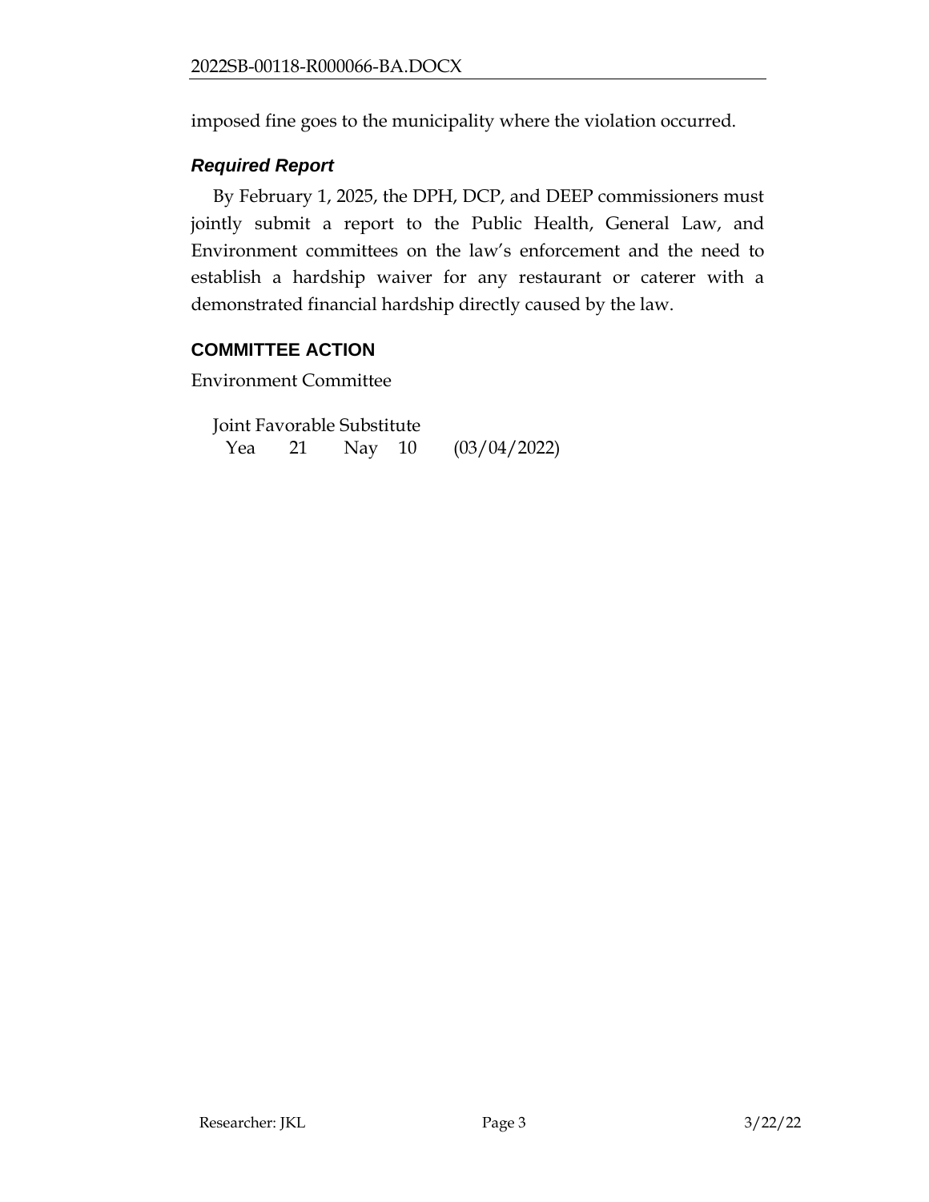imposed fine goes to the municipality where the violation occurred.

### *Required Report*

By February 1, 2025, the DPH, DCP, and DEEP commissioners must jointly submit a report to the Public Health, General Law, and Environment committees on the law's enforcement and the need to establish a hardship waiver for any restaurant or caterer with a demonstrated financial hardship directly caused by the law.

## COMMITTEE ACTION

Environment Committee

| Joint Favorable Substitute | | | | |
| --- | --- | --- | --- | --- |
| Yea | 21 | Nay | 10 | (03/04/2022) |